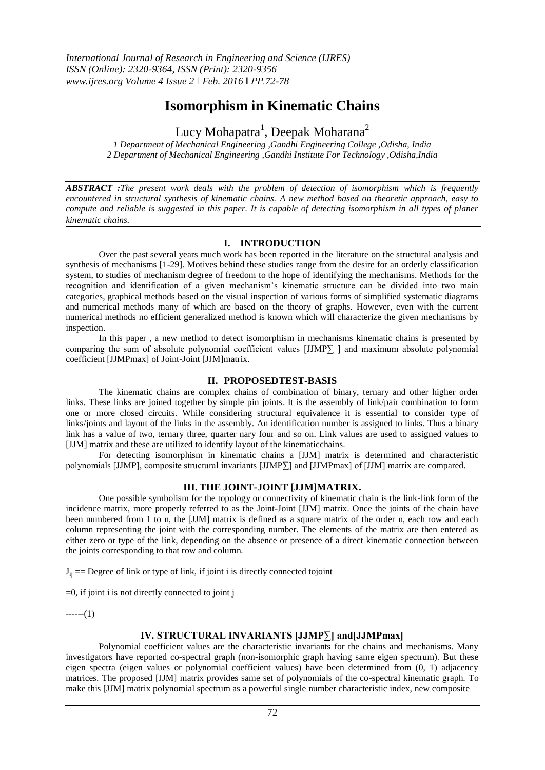# Isomorphism in Kinematic Chains

Lucy Mohapatra[1], Deepak Moharana[2]

*1 Department of Mechanical Engineering ,Gandhi Engineering College ,Odisha, India*
*2 Department of Mechanical Engineering ,Gandhi Institute For Technology ,Odisha,India*

***ABSTRACT :****The present work deals with the problem of detection of isomorphism which is frequently encountered in structural synthesis of kinematic chains. A new method based on theoretic approach, easy to compute and reliable is suggested in this paper. It is capable of detecting isomorphism in all types of planer kinematic chains.*

## I. INTRODUCTION

Over the past several years much work has been reported in the literature on the structural analysis and synthesis of mechanisms [1-29]. Motives behind these studies range from the desire for an orderly classification system, to studies of mechanism degree of freedom to the hope of identifying the mechanisms. Methods for the recognition and identification of a given mechanism's kinematic structure can be divided into two main categories, graphical methods based on the visual inspection of various forms of simplified systematic diagrams and numerical methods many of which are based on the theory of graphs. However, even with the current numerical methods no efficient generalized method is known which will characterize the given mechanisms by inspection.

In this paper , a new method to detect isomorphism in mechanisms kinematic chains is presented by comparing the sum of absolute polynomial coefficient values [JJMP∑ ] and maximum absolute polynomial coefficient [JJMPmax] of Joint-Joint [JJM]matrix.

## II. PROPOSEDTEST-BASIS

The kinematic chains are complex chains of combination of binary, ternary and other higher order links. These links are joined together by simple pin joints. It is the assembly of link/pair combination to form one or more closed circuits. While considering structural equivalence it is essential to consider type of links/joints and layout of the links in the assembly. An identification number is assigned to links. Thus a binary link has a value of two, ternary three, quarter nary four and so on. Link values are used to assigned values to [JJM] matrix and these are utilized to identify layout of the kinematicchains.

For detecting isomorphism in kinematic chains a [JJM] matrix is determined and characteristic polynomials [JJMP], composite structural invariants [JJMP∑] and [JJMPmax] of [JJM] matrix are compared.

## III. THE JOINT-JOINT [JJM]MATRIX.

One possible symbolism for the topology or connectivity of kinematic chain is the link-link form of the incidence matrix, more properly referred to as the Joint-Joint [JJM] matrix. Once the joints of the chain have been numbered from 1 to n, the [JJM] matrix is defined as a square matrix of the order n, each row and each column representing the joint with the corresponding number. The elements of the matrix are then entered as either zero or type of the link, depending on the absence or presence of a direct kinematic connection between the joints corresponding to that row and column.

$J_{ij}$ == Degree of link or type of link, if joint i is directly connected tojoint

=0, if joint i is not directly connected to joint j

------(1)

## IV. STRUCTURAL INVARIANTS [JJMP∑] and[JJMPmax]

Polynomial coefficient values are the characteristic invariants for the chains and mechanisms. Many investigators have reported co-spectral graph (non-isomorphic graph having same eigen spectrum). But these eigen spectra (eigen values or polynomial coefficient values) have been determined from (0, 1) adjacency matrices. The proposed [JJM] matrix provides same set of polynomials of the co-spectral kinematic graph. To make this [JJM] matrix polynomial spectrum as a powerful single number characteristic index, new composite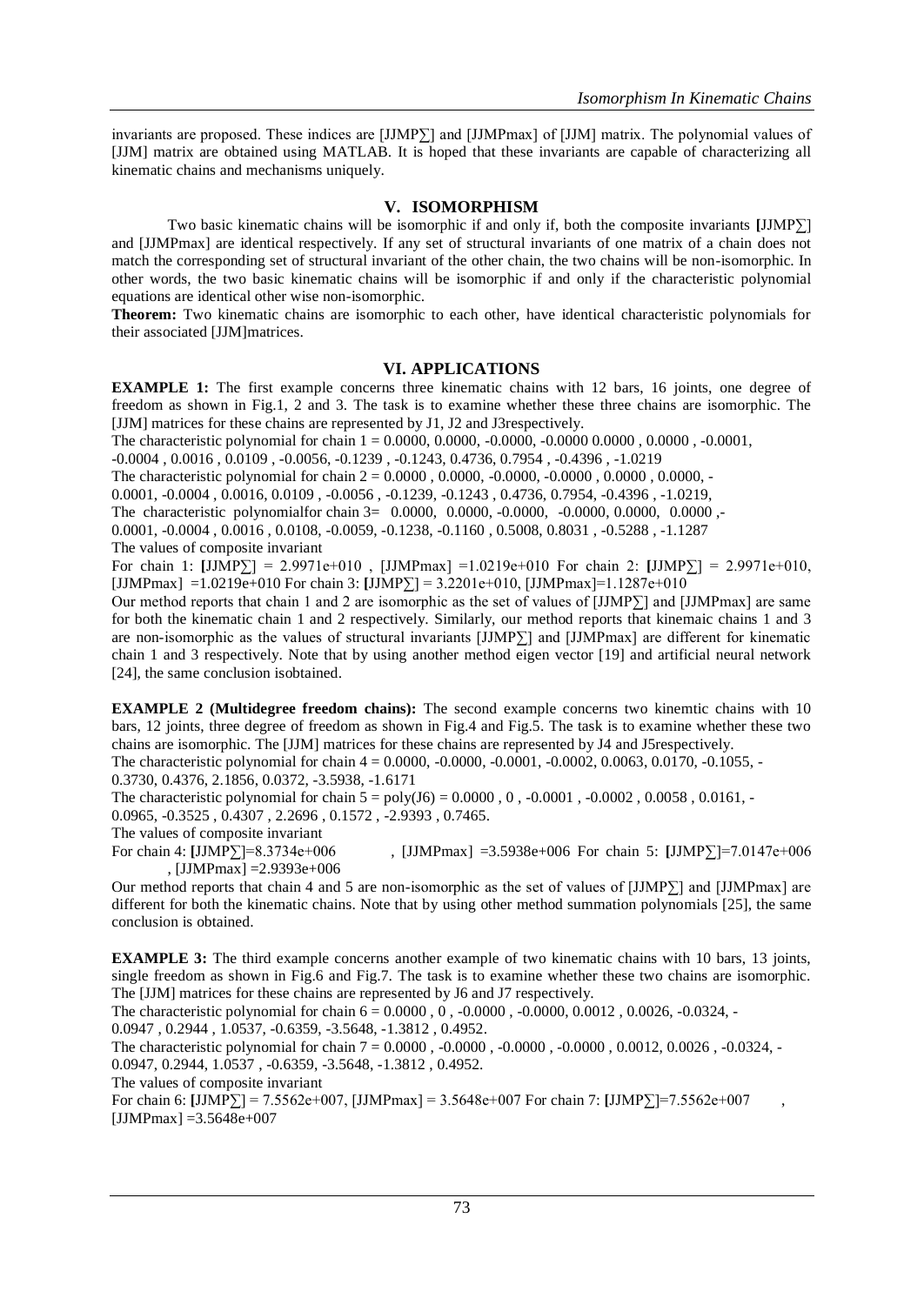invariants are proposed. These indices are [JJMP∑] and [JJMPmax] of [JJM] matrix. The polynomial values of [JJM] matrix are obtained using MATLAB. It is hoped that these invariants are capable of characterizing all kinematic chains and mechanisms uniquely.

## V. ISOMORPHISM

Two basic kinematic chains will be isomorphic if and only if, both the composite invariants **[**JJMP∑] and [JJMPmax] are identical respectively. If any set of structural invariants of one matrix of a chain does not match the corresponding set of structural invariant of the other chain, the two chains will be non-isomorphic. In other words, the two basic kinematic chains will be isomorphic if and only if the characteristic polynomial equations are identical other wise non-isomorphic.

**Theorem:** Two kinematic chains are isomorphic to each other, have identical characteristic polynomials for their associated [JJM]matrices.

## VI. APPLICATIONS

**EXAMPLE 1:** The first example concerns three kinematic chains with 12 bars, 16 joints, one degree of freedom as shown in Fig.1, 2 and 3. The task is to examine whether these three chains are isomorphic. The [JJM] matrices for these chains are represented by J1, J2 and J3respectively.

The characteristic polynomial for chain 1 = 0.0000, 0.0000, -0.0000, -0.0000 0.0000 , 0.0000 , -0.0001, -0.0004 , 0.0016 , 0.0109 , -0.0056, -0.1239 , -0.1243, 0.4736, 0.7954 , -0.4396 , -1.0219

The characteristic polynomial for chain 2 = 0.0000 , 0.0000, -0.0000, -0.0000 , 0.0000 , 0.0000, -0.0001, -0.0004 , 0.0016, 0.0109 , -0.0056 , -0.1239, -0.1243 , 0.4736, 0.7954, -0.4396 , -1.0219,

The characteristic polynomialfor chain 3= 0.0000, 0.0000, -0.0000, -0.0000, 0.0000, 0.0000 ,- 0.0001, -0.0004 , 0.0016 , 0.0108, -0.0059, -0.1238, -0.1160 , 0.5008, 0.8031 , -0.5288 , -1.1287

The values of composite invariant

For chain 1: **[**JJMP∑] = 2.9971e+010 , [JJMPmax] =1.0219e+010 For chain 2: **[**JJMP∑] = 2.9971e+010, [JJMPmax] =1.0219e+010 For chain 3: **[**JJMP∑] = 3.2201e+010, [JJMPmax]=1.1287e+010

Our method reports that chain 1 and 2 are isomorphic as the set of values of [JJMP∑] and [JJMPmax] are same for both the kinematic chain 1 and 2 respectively. Similarly, our method reports that kinemaic chains 1 and 3 are non-isomorphic as the values of structural invariants [JJMP∑] and [JJMPmax] are different for kinematic chain 1 and 3 respectively. Note that by using another method eigen vector [19] and artificial neural network [24], the same conclusion isobtained.

**EXAMPLE 2 (Multidegree freedom chains):** The second example concerns two kinemtic chains with 10 bars, 12 joints, three degree of freedom as shown in Fig.4 and Fig.5. The task is to examine whether these two chains are isomorphic. The [JJM] matrices for these chains are represented by J4 and J5respectively.

The characteristic polynomial for chain 4 = 0.0000, -0.0000, -0.0001, -0.0002, 0.0063, 0.0170, -0.1055, -0.3730, 0.4376, 2.1856, 0.0372, -3.5938, -1.6171

The characteristic polynomial for chain 5 = poly(J6) = 0.0000 , 0 , -0.0001 , -0.0002 , 0.0058 , 0.0161, -0.0965, -0.3525 , 0.4307 , 2.2696 , 0.1572 , -2.9393 , 0.7465.

The values of composite invariant

For chain 4: **[**JJMP∑]=8.3734e+006 , [JJMPmax] =3.5938e+006 For chain 5: **[**JJMP∑]=7.0147e+006 , [JJMPmax] =2.9393e+006

Our method reports that chain 4 and 5 are non-isomorphic as the set of values of [JJMP∑] and [JJMPmax] are different for both the kinematic chains. Note that by using other method summation polynomials [25], the same conclusion is obtained.

**EXAMPLE 3:** The third example concerns another example of two kinematic chains with 10 bars, 13 joints, single freedom as shown in Fig.6 and Fig.7. The task is to examine whether these two chains are isomorphic. The [JJM] matrices for these chains are represented by J6 and J7 respectively.

The characteristic polynomial for chain 6 = 0.0000 , 0 , -0.0000 , -0.0000, 0.0012 , 0.0026, -0.0324, -0.0947 , 0.2944 , 1.0537, -0.6359, -3.5648, -1.3812 , 0.4952.

The characteristic polynomial for chain 7 = 0.0000 , -0.0000 , -0.0000 , -0.0000 , 0.0012, 0.0026 , -0.0324, -0.0947, 0.2944, 1.0537 , -0.6359, -3.5648, -1.3812 , 0.4952.

The values of composite invariant

For chain 6: [JJMP∑] = 7.5562e+007, [JJMPmax] = 3.5648e+007 For chain 7: **[**JJMP∑]=7.5562e+007 , [JJMPmax] =3.5648e+007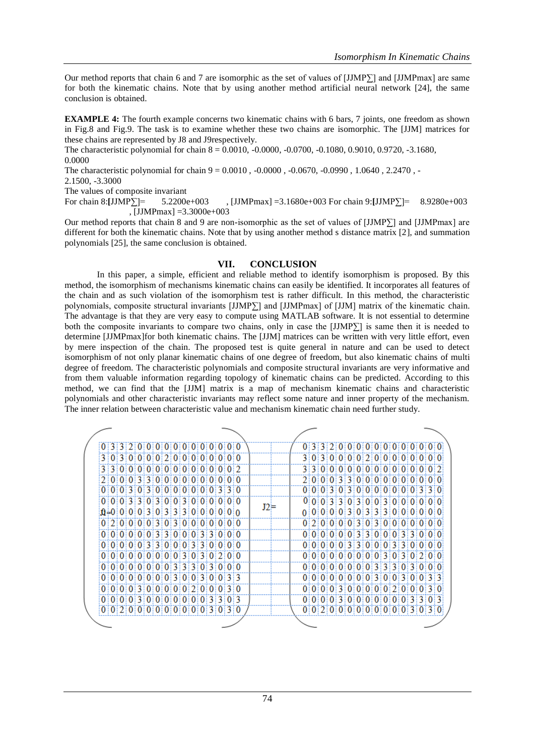Our method reports that chain 6 and 7 are isomorphic as the set of values of [JJMP∑] and [JJMPmax] are same for both the kinematic chains. Note that by using another method artificial neural network [24], the same conclusion is obtained.

**EXAMPLE 4:** The fourth example concerns two kinematic chains with 6 bars, 7 joints, one freedom as shown in Fig.8 and Fig.9. The task is to examine whether these two chains are isomorphic. The [JJM] matrices for these chains are represented by J8 and J9respectively.

The characteristic polynomial for chain 8 = 0.0010, -0.0000, -0.0700, -0.1080, 0.9010, 0.9720, -3.1680, 0.0000

The characteristic polynomial for chain 9 = 0.0010 , -0.0000 , -0.0670, -0.0990 , 1.0640 , 2.2470 , -2.1500, -3.3000

The values of composite invariant

For chain 8:**[**JJMP∑]= 5.2200e+003 , [JJMPmax] =3.1680e+003 For chain 9:**[**JJMP∑]= 8.9280e+003 , [JJMPmax] =3.3000e+003

Our method reports that chain 8 and 9 are non-isomorphic as the set of values of [JJMP∑] and [JJMPmax] are different for both the kinematic chains. Note that by using another method s distance matrix [2], and summation polynomials [25], the same conclusion is obtained.

## VII. CONCLUSION

In this paper, a simple, efficient and reliable method to identify isomorphism is proposed. By this method, the isomorphism of mechanisms kinematic chains can easily be identified. It incorporates all features of the chain and as such violation of the isomorphism test is rather difficult. In this method, the characteristic polynomials, composite structural invariants [JJMP∑] and [JJMPmax] of [JJM] matrix of the kinematic chain. The advantage is that they are very easy to compute using MATLAB software. It is not essential to determine both the composite invariants to compare two chains, only in case the [JJMP∑] is same then it is needed to determine [JJMPmax]for both kinematic chains. The [JJM] matrices can be written with very little effort, even by mere inspection of the chain. The proposed test is quite general in nature and can be used to detect isomorphism of not only planar kinematic chains of one degree of freedom, but also kinematic chains of multi degree of freedom. The characteristic polynomials and composite structural invariants are very informative and from them valuable information regarding topology of kinematic chains can be predicted. According to this method, we can find that the [JJM] matrix is a map of mechanism kinematic chains and characteristic polynomials and other characteristic invariants may reflect some nature and inner property of the mechanism. The inner relation between characteristic value and mechanism kinematic chain need further study.

J1=

| | | | | | | | | | | | | | | | |
|---|---|---|---|---|---|---|---|---|---|---|---|---|---|---|---|
| 0 | 3 | 3 | 2 | 0 | 0 | 0 | 0 | 0 | 0 | 0 | 0 | 0 | 0 | 0 | 0 |
| 3 | 0 | 3 | 0 | 0 | 0 | 0 | 2 | 0 | 0 | 0 | 0 | 0 | 0 | 0 | 0 |
| 3 | 3 | 0 | 0 | 0 | 0 | 0 | 0 | 0 | 0 | 0 | 0 | 0 | 0 | 0 | 2 |
| 2 | 0 | 0 | 0 | 3 | 3 | 0 | 0 | 0 | 0 | 0 | 0 | 0 | 0 | 0 | 0 |
| 0 | 0 | 0 | 3 | 0 | 3 | 0 | 0 | 0 | 0 | 0 | 0 | 0 | 3 | 3 | 0 |
| 0 | 0 | 0 | 3 | 3 | 0 | 3 | 0 | 0 | 3 | 0 | 0 | 0 | 0 | 0 | 0 |
| 0 | 0 | 0 | 0 | 0 | 3 | 0 | 3 | 3 | 3 | 0 | 0 | 0 | 0 | 0 | 0 |
| 0 | 2 | 0 | 0 | 0 | 0 | 3 | 0 | 3 | 0 | 0 | 0 | 0 | 0 | 0 | 0 |
| 0 | 0 | 0 | 0 | 0 | 0 | 3 | 3 | 0 | 0 | 0 | 3 | 3 | 0 | 0 | 0 |
| 0 | 0 | 0 | 0 | 0 | 3 | 3 | 0 | 0 | 0 | 3 | 3 | 0 | 0 | 0 | 0 |
| 0 | 0 | 0 | 0 | 0 | 0 | 0 | 0 | 0 | 3 | 0 | 3 | 0 | 2 | 0 | 0 |
| 0 | 0 | 0 | 0 | 0 | 0 | 0 | 0 | 3 | 3 | 3 | 0 | 3 | 0 | 0 | 0 |
| 0 | 0 | 0 | 0 | 0 | 0 | 0 | 0 | 3 | 0 | 0 | 3 | 0 | 0 | 3 | 3 |
| 0 | 0 | 0 | 0 | 3 | 0 | 0 | 0 | 0 | 0 | 2 | 0 | 0 | 0 | 3 | 0 |
| 0 | 0 | 0 | 0 | 3 | 0 | 0 | 0 | 0 | 0 | 0 | 0 | 3 | 3 | 0 | 3 |
| 0 | 0 | 2 | 0 | 0 | 0 | 0 | 0 | 0 | 0 | 0 | 0 | 3 | 0 | 3 | 0 |

J2=

| | | | | | | | | | | | | | | | |
|---|---|---|---|---|---|---|---|---|---|---|---|---|---|---|---|
| 0 | 3 | 3 | 2 | 0 | 0 | 0 | 0 | 0 | 0 | 0 | 0 | 0 | 0 | 0 | 0 |
| 3 | 0 | 3 | 0 | 0 | 0 | 0 | 2 | 0 | 0 | 0 | 0 | 0 | 0 | 0 | 0 |
| 3 | 3 | 0 | 0 | 0 | 0 | 0 | 0 | 0 | 0 | 0 | 0 | 0 | 0 | 0 | 2 |
| 2 | 0 | 0 | 0 | 3 | 3 | 0 | 0 | 0 | 0 | 0 | 0 | 0 | 0 | 0 | 0 |
| 0 | 0 | 0 | 3 | 0 | 3 | 0 | 0 | 0 | 0 | 0 | 0 | 0 | 3 | 3 | 0 |
| 0 | 0 | 0 | 3 | 3 | 0 | 3 | 0 | 0 | 3 | 0 | 0 | 0 | 0 | 0 | 0 |
| 0 | 0 | 0 | 0 | 0 | 3 | 0 | 3 | 3 | 3 | 0 | 0 | 0 | 0 | 0 | 0 |
| 0 | 2 | 0 | 0 | 0 | 0 | 3 | 0 | 3 | 0 | 0 | 0 | 0 | 0 | 0 | 0 |
| 0 | 0 | 0 | 0 | 0 | 0 | 3 | 3 | 0 | 0 | 0 | 3 | 3 | 0 | 0 | 0 |
| 0 | 0 | 0 | 0 | 0 | 3 | 3 | 0 | 0 | 0 | 3 | 3 | 0 | 0 | 0 | 0 |
| 0 | 0 | 0 | 0 | 0 | 0 | 0 | 0 | 0 | 3 | 0 | 3 | 0 | 2 | 0 | 0 |
| 0 | 0 | 0 | 0 | 0 | 0 | 0 | 0 | 3 | 3 | 3 | 0 | 3 | 0 | 0 | 0 |
| 0 | 0 | 0 | 0 | 0 | 0 | 0 | 0 | 3 | 0 | 0 | 3 | 0 | 0 | 3 | 3 |
| 0 | 0 | 0 | 0 | 3 | 0 | 0 | 0 | 0 | 0 | 2 | 0 | 0 | 0 | 3 | 0 |
| 0 | 0 | 0 | 0 | 3 | 0 | 0 | 0 | 0 | 0 | 0 | 0 | 3 | 3 | 0 | 3 |
| 0 | 0 | 2 | 0 | 0 | 0 | 0 | 0 | 0 | 0 | 0 | 0 | 3 | 0 | 3 | 0 |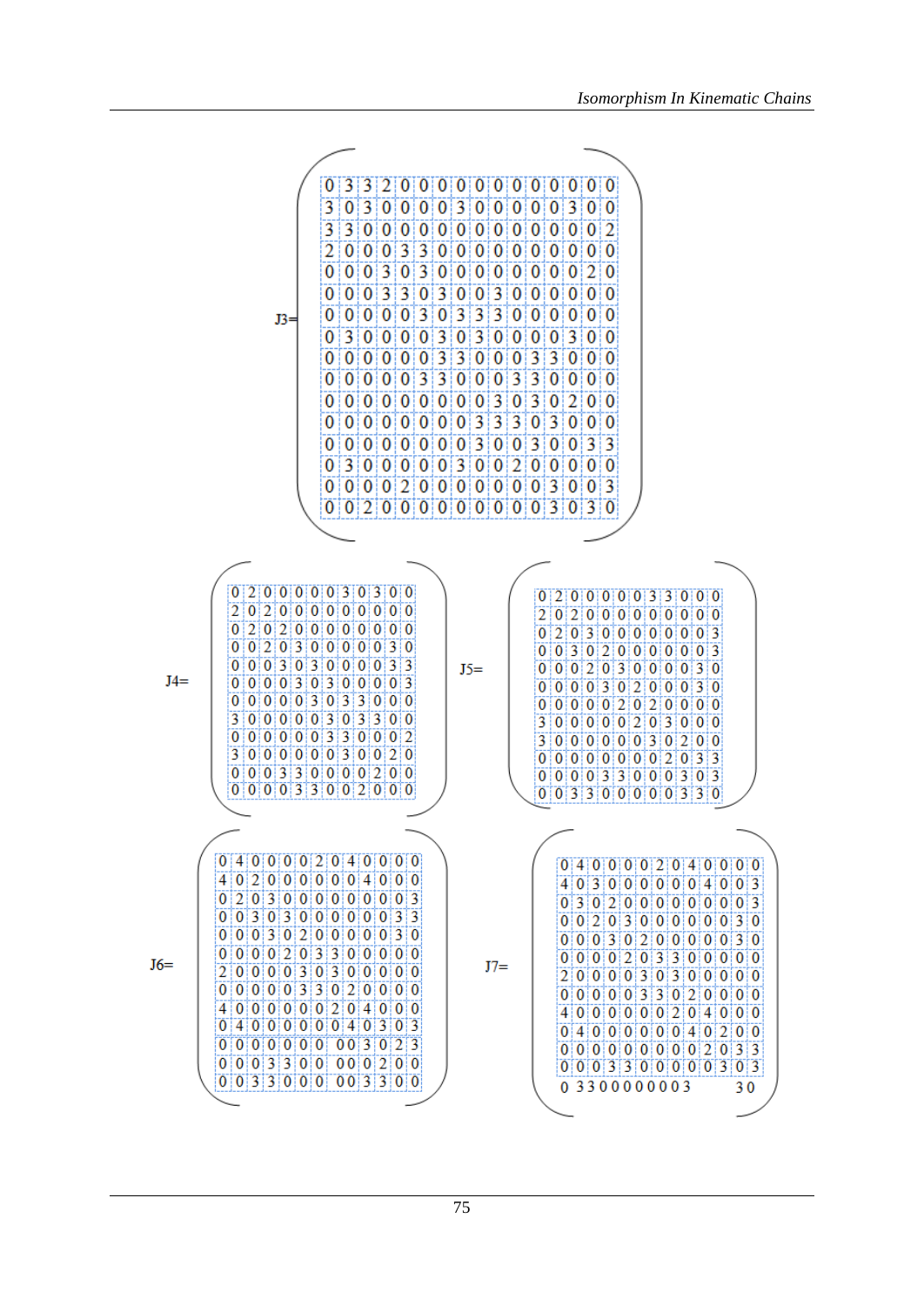$$
J3=\begin{pmatrix}
0&3&3&2&0&0&0&0&0&0&0&0&0&0&0&0&0\\
3&0&3&0&0&0&0&3&0&0&0&0&0&0&3&0&0\\
3&3&0&0&0&0&0&0&0&0&0&0&0&0&0&0&2\\
2&0&0&0&3&3&0&0&0&0&0&0&0&0&0&0&0\\
0&0&0&3&0&3&0&0&0&0&0&0&0&0&0&2&0\\
0&0&0&3&3&0&3&0&0&3&0&0&0&0&0&0&0\\
0&0&0&0&0&3&0&3&3&3&0&0&0&0&0&0&0\\
0&3&0&0&0&0&3&0&3&0&0&0&0&0&3&0&0\\
0&0&0&0&0&0&3&3&0&0&0&3&3&0&0&0&0\\
0&0&0&0&0&3&3&0&0&0&3&3&0&0&0&0&0\\
0&0&0&0&0&0&0&0&0&0&3&0&3&0&2&0&0\\
0&0&0&0&0&0&0&0&3&3&3&0&3&0&0&0&0\\
0&0&0&0&0&0&0&0&3&0&0&3&0&0&0&3&3\\
0&3&0&0&0&0&0&3&0&0&2&0&0&0&0&0&0\\
0&0&0&0&2&0&0&0&0&0&0&0&0&3&0&0&3\\
0&0&2&0&0&0&0&0&0&0&0&0&0&3&0&3&0
\end{pmatrix}
$$

$$
J4=\begin{pmatrix}
0&2&0&0&0&0&0&3&0&3&0&0\\
2&0&2&0&0&0&0&0&0&0&0&0\\
0&2&0&2&0&0&0&0&0&0&0&0\\
0&0&2&0&3&0&0&0&0&0&3&0\\
0&0&0&3&0&3&0&0&0&0&3&3\\
0&0&0&0&3&0&3&0&0&0&0&3\\
0&0&0&0&0&3&0&3&3&0&0&0\\
3&0&0&0&0&0&3&0&3&3&0&0\\
0&0&0&0&0&0&3&3&0&0&0&2\\
3&0&0&0&0&0&0&3&0&0&2&0\\
0&0&0&3&3&0&0&0&0&2&0&0\\
0&0&0&0&3&3&0&0&2&0&0&0
\end{pmatrix}
\quad
J5=\begin{pmatrix}
0&2&0&0&0&0&0&3&3&0&0&0\\
2&0&2&0&0&0&0&0&0&0&0&0\\
0&2&0&3&0&0&0&0&0&0&0&3\\
0&0&3&0&2&0&0&0&0&0&0&3\\
0&0&0&2&0&3&0&0&0&0&3&0\\
0&0&0&0&3&0&2&0&0&0&3&0\\
0&0&0&0&0&2&0&2&0&0&0&0\\
3&0&0&0&0&0&2&0&3&0&0&0\\
3&0&0&0&0&0&0&3&0&2&0&0\\
0&0&0&0&0&0&0&0&2&0&3&3\\
0&0&0&0&3&3&0&0&0&3&0&3\\
0&3&3&0&0&0&0&0&0&3&3&0
\end{pmatrix}
$$

$$
J6=\begin{pmatrix}
0&4&0&0&0&0&2&0&4&0&0&0&0\\
4&0&2&0&0&0&0&0&0&4&0&0&0\\
0&2&0&3&0&0&0&0&0&0&0&0&3\\
0&0&3&0&3&0&0&0&0&0&0&3&3\\
0&0&0&3&0&2&0&0&0&0&0&3&0\\
0&0&0&0&2&0&3&3&0&0&0&0&0\\
2&0&0&0&0&3&0&3&0&0&0&0&0\\
0&0&0&0&0&3&3&0&2&0&0&0&0\\
4&0&0&0&0&0&0&2&0&4&0&0&0\\
0&4&0&0&0&0&0&0&4&0&3&0&3\\
0&0&0&0&0&0&0&0&0&3&0&2&3\\
0&0&0&3&3&0&0&0&0&0&2&0&0\\
0&0&3&3&0&0&0&0&0&3&3&0&0
\end{pmatrix}
\quad
J7=\begin{pmatrix}
0&4&0&0&0&0&2&0&4&0&0&0&0\\
4&0&3&0&0&0&0&0&0&4&0&0&3\\
0&3&0&2&0&0&0&0&0&0&0&0&3\\
0&0&2&0&3&0&0&0&0&0&0&3&0\\
0&0&0&3&0&2&0&0&0&0&0&3&0\\
0&0&0&0&2&0&3&3&0&0&0&0&0\\
2&0&0&0&0&3&0&3&0&0&0&0&0\\
0&0&0&0&0&3&3&0&2&0&0&0&0\\
4&0&0&0&0&0&0&2&0&4&0&0&0\\
0&4&0&0&0&0&0&0&4&0&2&0&0\\
0&0&0&0&0&0&0&0&0&2&0&3&3\\
0&0&0&3&3&0&0&0&0&0&3&0&3\\
0&3&3&0&0&0&0&0&0&0&3&3&0
\end{pmatrix}
$$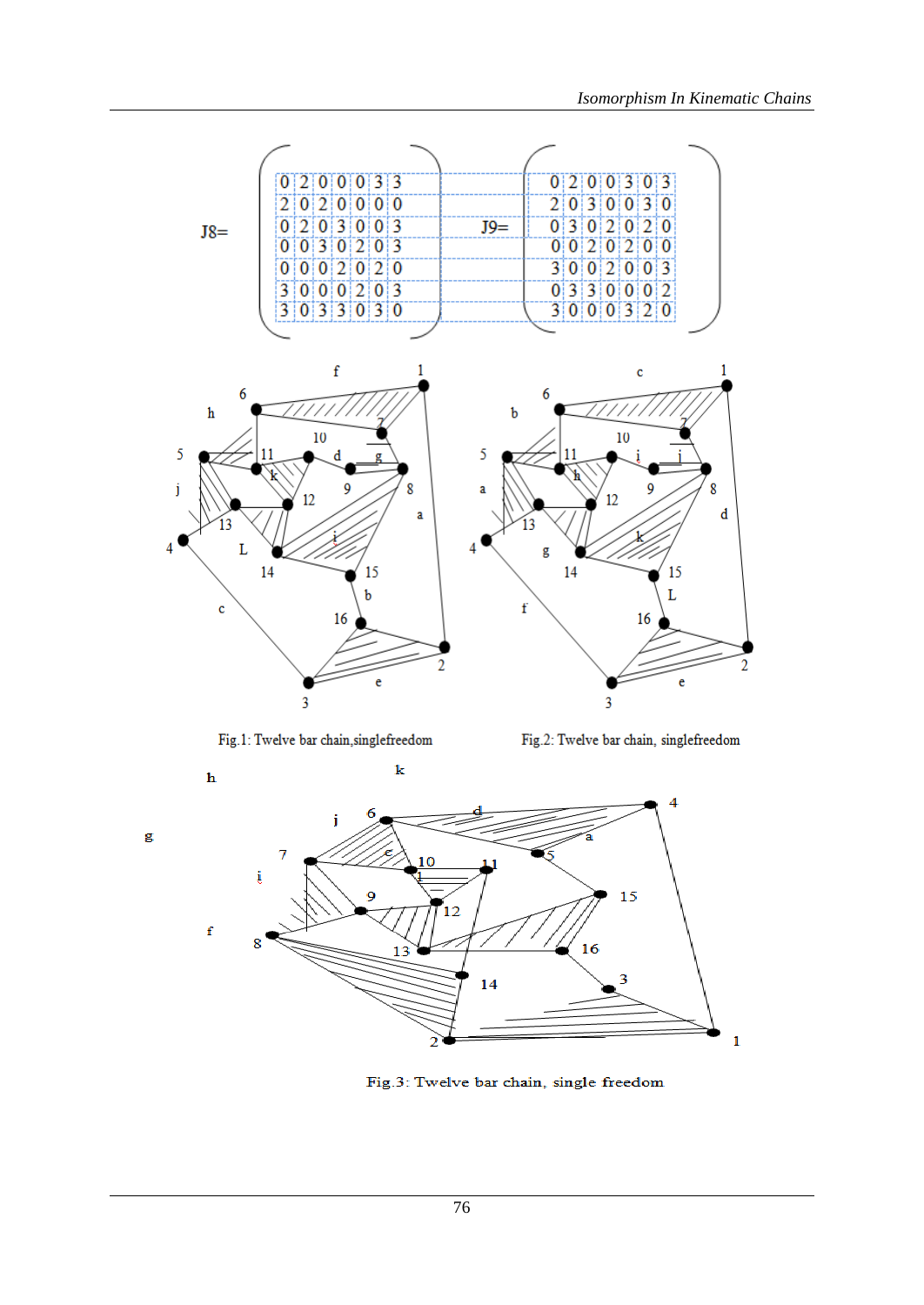$$J8=\begin{pmatrix} 0 & 2 & 0 & 0 & 0 & 3 & 3 \\ 2 & 0 & 2 & 0 & 0 & 0 & 0 \\ 0 & 2 & 0 & 3 & 0 & 0 & 3 \\ 0 & 0 & 3 & 0 & 2 & 0 & 3 \\ 0 & 0 & 0 & 2 & 0 & 2 & 0 \\ 3 & 0 & 0 & 0 & 2 & 0 & 3 \\ 3 & 0 & 3 & 3 & 0 & 3 & 0 \end{pmatrix} \qquad J9=\begin{pmatrix} 0 & 2 & 0 & 0 & 3 & 0 & 3 \\ 2 & 0 & 3 & 0 & 0 & 3 & 0 \\ 0 & 3 & 0 & 2 & 0 & 2 & 0 \\ 0 & 0 & 2 & 0 & 2 & 0 & 0 \\ 3 & 0 & 0 & 2 & 0 & 0 & 3 \\ 0 & 3 & 3 & 0 & 0 & 0 & 2 \\ 3 & 0 & 0 & 0 & 3 & 2 & 0 \end{pmatrix}$$

Fig.1: Twelve bar chain,singlefreedom

Fig.2: Twelve bar chain, singlefreedom

Fig.3: Twelve bar chain, single freedom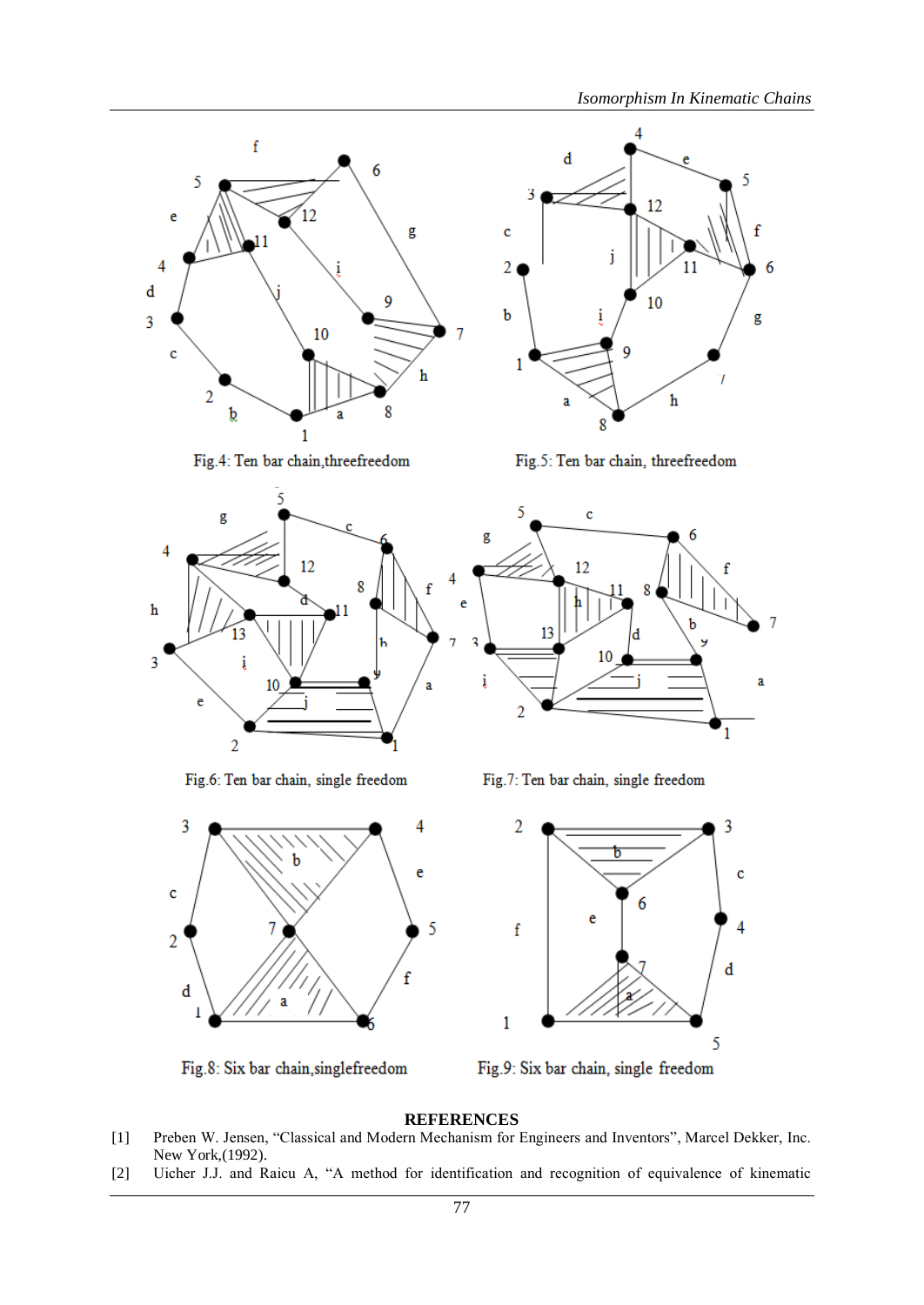Fig.4: Ten bar chain,threefreedom

Fig.5: Ten bar chain, threefreedom

Fig.6: Ten bar chain, single freedom

Fig.7: Ten bar chain, single freedom

Fig.8: Six bar chain,singlefreedom

Fig.9: Six bar chain, single freedom

## REFERENCES

[1] Preben W. Jensen, "Classical and Modern Mechanism for Engineers and Inventors", Marcel Dekker, Inc. New York,(1992).

[2] Uicher J.J. and Raicu A, "A method for identification and recognition of equivalence of kinematic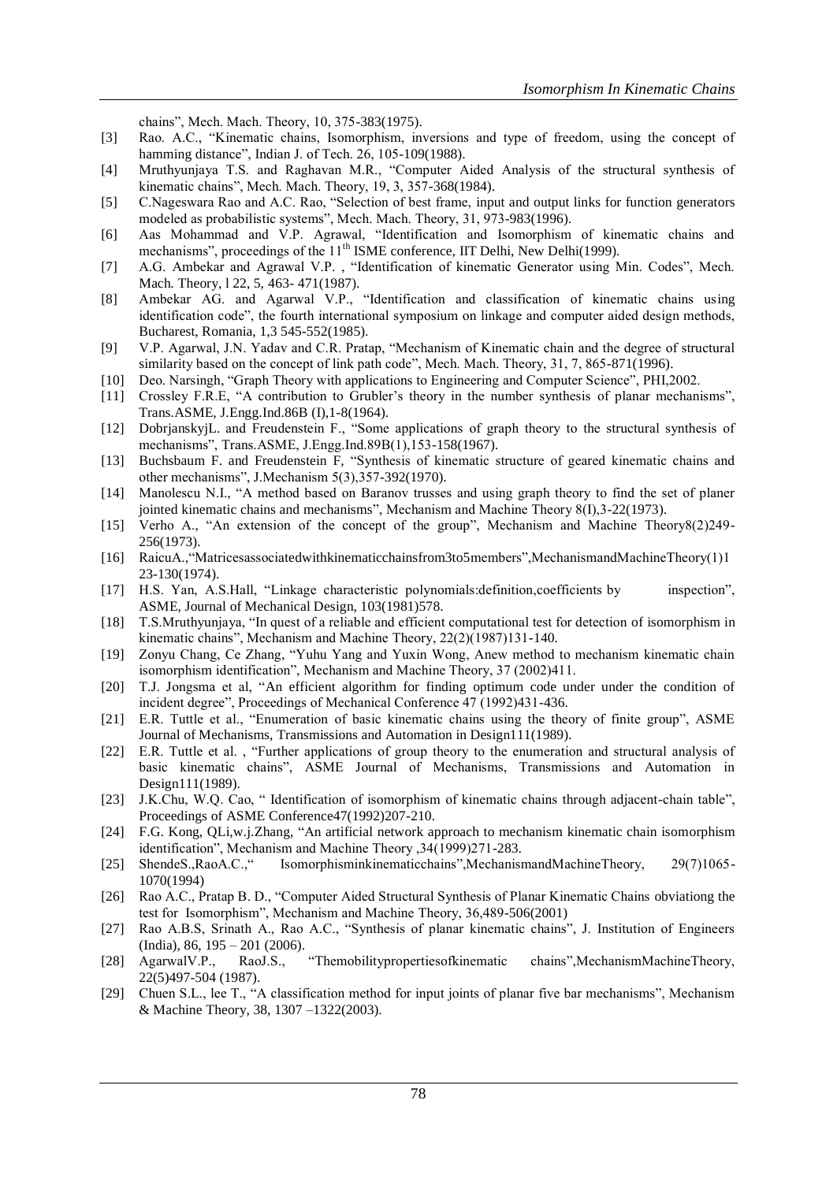chains", Mech. Mach. Theory, 10, 375-383(1975).

[3] Rao. A.C., "Kinematic chains, Isomorphism, inversions and type of freedom, using the concept of hamming distance", Indian J. of Tech. 26, 105-109(1988).

[4] Mruthyunjaya T.S. and Raghavan M.R., "Computer Aided Analysis of the structural synthesis of kinematic chains", Mech. Mach. Theory, 19, 3, 357-368(1984).

[5] C.Nageswara Rao and A.C. Rao, "Selection of best frame, input and output links for function generators modeled as probabilistic systems", Mech. Mach. Theory, 31, 973-983(1996).

[6] Aas Mohammad and V.P. Agrawal, "Identification and Isomorphism of kinematic chains and mechanisms", proceedings of the 11th ISME conference, IIT Delhi, New Delhi(1999).

[7] A.G. Ambekar and Agrawal V.P. , "Identification of kinematic Generator using Min. Codes", Mech. Mach. Theory, l 22, 5, 463- 471(1987).

[8] Ambekar AG. and Agarwal V.P., "Identification and classification of kinematic chains using identification code", the fourth international symposium on linkage and computer aided design methods, Bucharest, Romania, 1,3 545-552(1985).

[9] V.P. Agarwal, J.N. Yadav and C.R. Pratap, "Mechanism of Kinematic chain and the degree of structural similarity based on the concept of link path code", Mech. Mach. Theory, 31, 7, 865-871(1996).

[10] Deo. Narsingh, "Graph Theory with applications to Engineering and Computer Science", PHI,2002.

[11] Crossley F.R.E, "A contribution to Grubler's theory in the number synthesis of planar mechanisms", Trans.ASME, J.Engg.Ind.86B (I),1-8(1964).

[12] DobrjanskyjL. and Freudenstein F., "Some applications of graph theory to the structural synthesis of mechanisms", Trans.ASME, J.Engg.Ind.89B(1),153-158(1967).

[13] Buchsbaum F. and Freudenstein F, "Synthesis of kinematic structure of geared kinematic chains and other mechanisms", J.Mechanism 5(3),357-392(1970).

[14] Manolescu N.I., "A method based on Baranov trusses and using graph theory to find the set of planer jointed kinematic chains and mechanisms", Mechanism and Machine Theory 8(I),3-22(1973).

[15] Verho A., "An extension of the concept of the group", Mechanism and Machine Theory8(2)249-256(1973).

[16] RaicuA.,"Matricesassociatedwithkinematicchainsfrom3to5members",MechanismandMachineTheory(1)123-130(1974).

[17] H.S. Yan, A.S.Hall, "Linkage characteristic polynomials:definition,coefficients by inspection", ASME, Journal of Mechanical Design, 103(1981)578.

[18] T.S.Mruthyunjaya, "In quest of a reliable and efficient computational test for detection of isomorphism in kinematic chains", Mechanism and Machine Theory, 22(2)(1987)131-140.

[19] Zonyu Chang, Ce Zhang, "Yuhu Yang and Yuxin Wong, Anew method to mechanism kinematic chain isomorphism identification", Mechanism and Machine Theory, 37 (2002)411.

[20] T.J. Jongsma et al, "An efficient algorithm for finding optimum code under under the condition of incident degree", Proceedings of Mechanical Conference 47 (1992)431-436.

[21] E.R. Tuttle et al., "Enumeration of basic kinematic chains using the theory of finite group", ASME Journal of Mechanisms, Transmissions and Automation in Design111(1989).

[22] E.R. Tuttle et al. , "Further applications of group theory to the enumeration and structural analysis of basic kinematic chains", ASME Journal of Mechanisms, Transmissions and Automation in Design111(1989).

[23] J.K.Chu, W.Q. Cao, " Identification of isomorphism of kinematic chains through adjacent-chain table", Proceedings of ASME Conference47(1992)207-210.

[24] F.G. Kong, QLi,w.j.Zhang, "An artificial network approach to mechanism kinematic chain isomorphism identification", Mechanism and Machine Theory ,34(1999)271-283.

[25] ShendeS.,RaoA.C.," Isomorphisminkinematicchains",MechanismandMachineTheory, 29(7)1065-1070(1994)

[26] Rao A.C., Pratap B. D., "Computer Aided Structural Synthesis of Planar Kinematic Chains obviationg the test for Isomorphism", Mechanism and Machine Theory, 36,489-506(2001)

[27] Rao A.B.S, Srinath A., Rao A.C., "Synthesis of planar kinematic chains", J. Institution of Engineers (India), 86, 195 – 201 (2006).

[28] AgarwalV.P., RaoJ.S., "Themobilitypropertiesofkinematic chains",MechanismMachineTheory, 22(5)497-504 (1987).

[29] Chuen S.L., lee T., "A classification method for input joints of planar five bar mechanisms", Mechanism & Machine Theory, 38, 1307 –1322(2003).